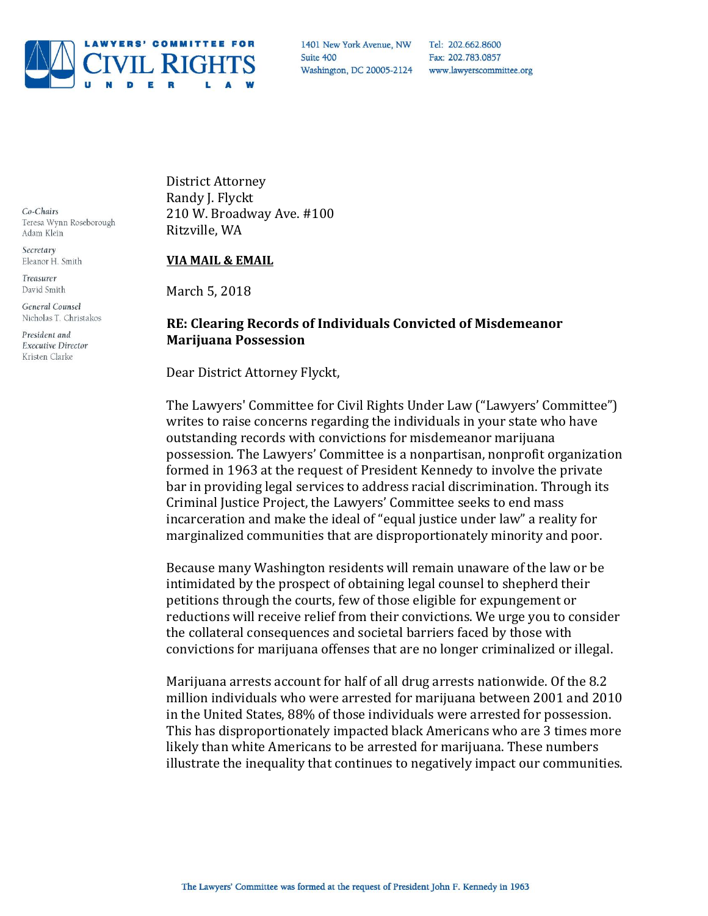**LAWYERS' COMMITTEE FOR CIVIL RIGHTS UNDER LAW**

1401 New York Avenue, NW
Suite 400
Washington, DC 20005-2124

Tel: 202.662.8600
Fax: 202.783.0857
www.lawyerscommittee.org

*Co-Chairs*
Teresa Wynn Roseborough
Adam Klein

*Secretary*
Eleanor H. Smith

*Treasurer*
David Smith

*General Counsel*
Nicholas T. Christakos

*President and Executive Director*
Kristen Clarke

District Attorney
Randy J. Flyckt
210 W. Broadway Ave. #100
Ritzville, WA

**VIA MAIL & EMAIL**

March 5, 2018

**RE: Clearing Records of Individuals Convicted of Misdemeanor Marijuana Possession**

Dear District Attorney Flyckt,

The Lawyers' Committee for Civil Rights Under Law ("Lawyers' Committee") writes to raise concerns regarding the individuals in your state who have outstanding records with convictions for misdemeanor marijuana possession. The Lawyers' Committee is a nonpartisan, nonprofit organization formed in 1963 at the request of President Kennedy to involve the private bar in providing legal services to address racial discrimination. Through its Criminal Justice Project, the Lawyers' Committee seeks to end mass incarceration and make the ideal of "equal justice under law" a reality for marginalized communities that are disproportionately minority and poor.

Because many Washington residents will remain unaware of the law or be intimidated by the prospect of obtaining legal counsel to shepherd their petitions through the courts, few of those eligible for expungement or reductions will receive relief from their convictions. We urge you to consider the collateral consequences and societal barriers faced by those with convictions for marijuana offenses that are no longer criminalized or illegal.

Marijuana arrests account for half of all drug arrests nationwide. Of the 8.2 million individuals who were arrested for marijuana between 2001 and 2010 in the United States, 88% of those individuals were arrested for possession. This has disproportionately impacted black Americans who are 3 times more likely than white Americans to be arrested for marijuana. These numbers illustrate the inequality that continues to negatively impact our communities.

The Lawyers' Committee was formed at the request of President John F. Kennedy in 1963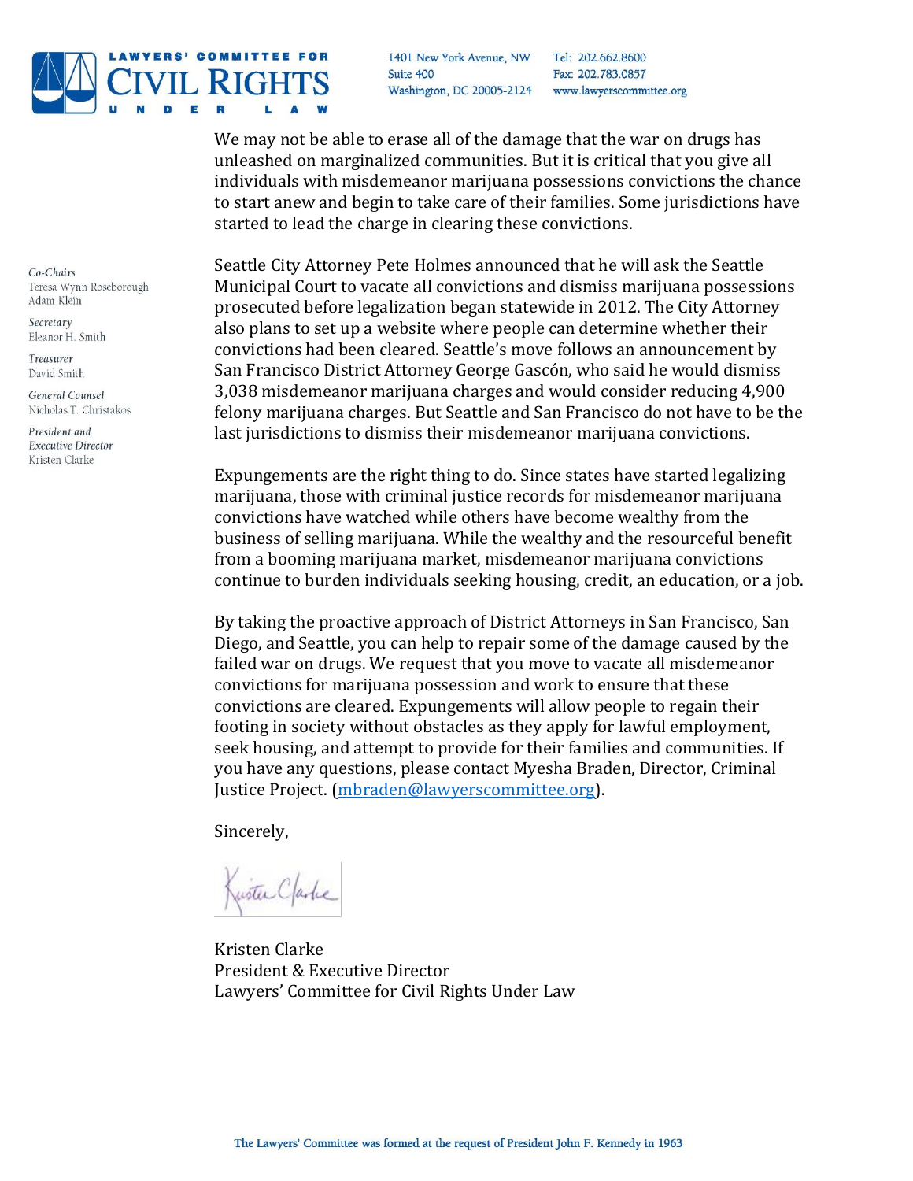We may not be able to erase all of the damage that the war on drugs has unleashed on marginalized communities. But it is critical that you give all individuals with misdemeanor marijuana possessions convictions the chance to start anew and begin to take care of their families. Some jurisdictions have started to lead the charge in clearing these convictions.

Seattle City Attorney Pete Holmes announced that he will ask the Seattle Municipal Court to vacate all convictions and dismiss marijuana possessions prosecuted before legalization began statewide in 2012. The City Attorney also plans to set up a website where people can determine whether their convictions had been cleared. Seattle's move follows an announcement by San Francisco District Attorney George Gascón, who said he would dismiss 3,038 misdemeanor marijuana charges and would consider reducing 4,900 felony marijuana charges. But Seattle and San Francisco do not have to be the last jurisdictions to dismiss their misdemeanor marijuana convictions.

Expungements are the right thing to do. Since states have started legalizing marijuana, those with criminal justice records for misdemeanor marijuana convictions have watched while others have become wealthy from the business of selling marijuana. While the wealthy and the resourceful benefit from a booming marijuana market, misdemeanor marijuana convictions continue to burden individuals seeking housing, credit, an education, or a job.

By taking the proactive approach of District Attorneys in San Francisco, San Diego, and Seattle, you can help to repair some of the damage caused by the failed war on drugs. We request that you move to vacate all misdemeanor convictions for marijuana possession and work to ensure that these convictions are cleared. Expungements will allow people to regain their footing in society without obstacles as they apply for lawful employment, seek housing, and attempt to provide for their families and communities. If you have any questions, please contact Myesha Braden, Director, Criminal Justice Project. (mbraden@lawyerscommittee.org).

Sincerely,

Kristen Clarke
President & Executive Director
Lawyers' Committee for Civil Rights Under Law